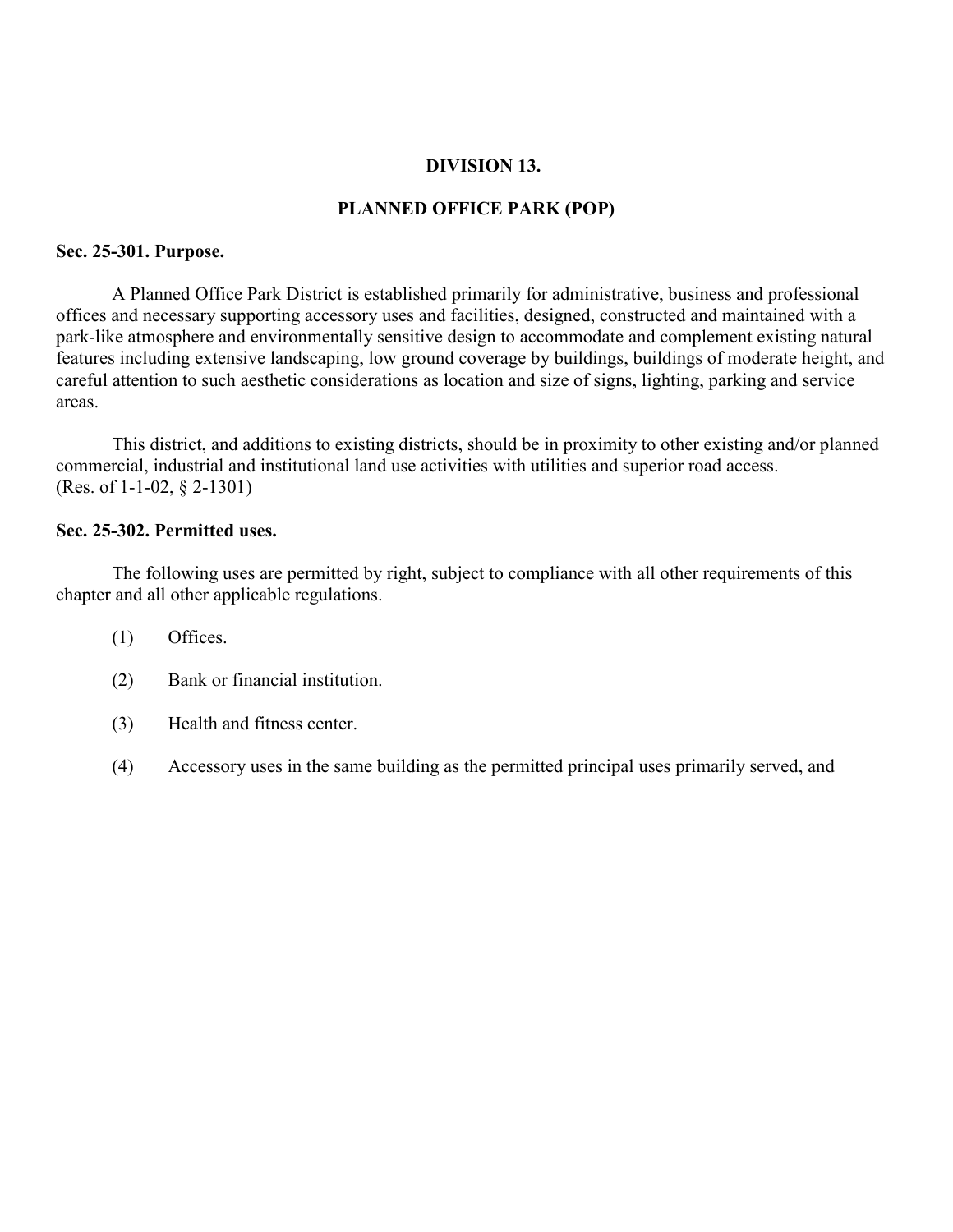# DIVISION 13.

## PLANNED OFFICE PARK (POP)

### Sec. 25-301. Purpose.

A Planned Office Park District is established primarily for administrative, business and professional offices and necessary supporting accessory uses and facilities, designed, constructed and maintained with a park-like atmosphere and environmentally sensitive design to accommodate and complement existing natural features including extensive landscaping, low ground coverage by buildings, buildings of moderate height, and careful attention to such aesthetic considerations as location and size of signs, lighting, parking and service areas.

This district, and additions to existing districts, should be in proximity to other existing and/or planned commercial, industrial and institutional land use activities with utilities and superior road access.
(Res. of 1-1-02, § 2-1301)

### Sec. 25-302. Permitted uses.

The following uses are permitted by right, subject to compliance with all other requirements of this chapter and all other applicable regulations.

(1) Offices.

(2) Bank or financial institution.

(3) Health and fitness center.

(4) Accessory uses in the same building as the permitted principal uses primarily served, and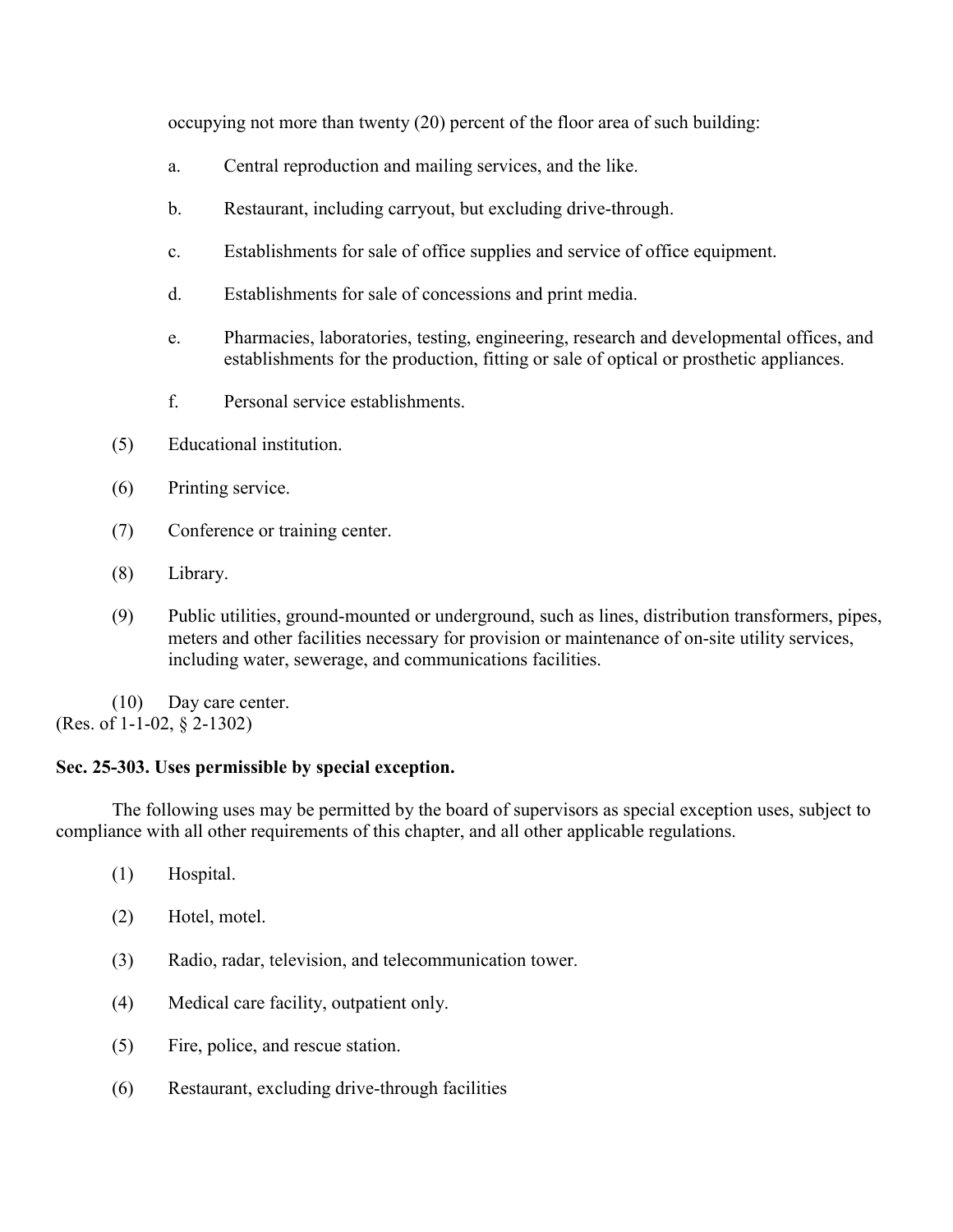occupying not more than twenty (20) percent of the floor area of such building:

a. Central reproduction and mailing services, and the like.

b. Restaurant, including carryout, but excluding drive-through.

c. Establishments for sale of office supplies and service of office equipment.

d. Establishments for sale of concessions and print media.

e. Pharmacies, laboratories, testing, engineering, research and developmental offices, and establishments for the production, fitting or sale of optical or prosthetic appliances.

f. Personal service establishments.

(5) Educational institution.

(6) Printing service.

(7) Conference or training center.

(8) Library.

(9) Public utilities, ground-mounted or underground, such as lines, distribution transformers, pipes, meters and other facilities necessary for provision or maintenance of on-site utility services, including water, sewerage, and communications facilities.

(10) Day care center.

(Res. of 1-1-02, § 2-1302)

**Sec. 25-303. Uses permissible by special exception.**

The following uses may be permitted by the board of supervisors as special exception uses, subject to compliance with all other requirements of this chapter, and all other applicable regulations.

(1) Hospital.

(2) Hotel, motel.

(3) Radio, radar, television, and telecommunication tower.

(4) Medical care facility, outpatient only.

(5) Fire, police, and rescue station.

(6) Restaurant, excluding drive-through facilities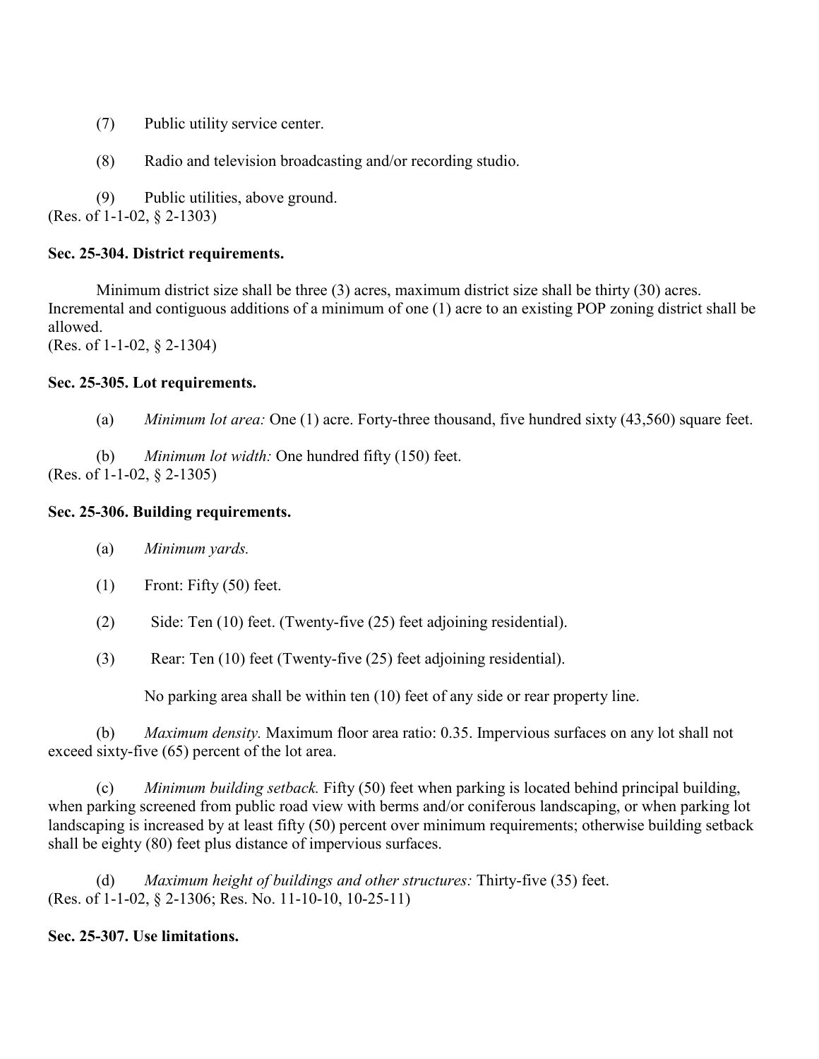(7) Public utility service center.

(8) Radio and television broadcasting and/or recording studio.

(9) Public utilities, above ground.
(Res. of 1-1-02, § 2-1303)

**Sec. 25-304. District requirements.**

Minimum district size shall be three (3) acres, maximum district size shall be thirty (30) acres. Incremental and contiguous additions of a minimum of one (1) acre to an existing POP zoning district shall be allowed.
(Res. of 1-1-02, § 2-1304)

**Sec. 25-305. Lot requirements.**

(a) *Minimum lot area:* One (1) acre. Forty-three thousand, five hundred sixty (43,560) square feet.

(b) *Minimum lot width:* One hundred fifty (150) feet.
(Res. of 1-1-02, § 2-1305)

**Sec. 25-306. Building requirements.**

(a) *Minimum yards.*

(1) Front: Fifty (50) feet.

(2) Side: Ten (10) feet. (Twenty-five (25) feet adjoining residential).

(3) Rear: Ten (10) feet (Twenty-five (25) feet adjoining residential).

No parking area shall be within ten (10) feet of any side or rear property line.

(b) *Maximum density.* Maximum floor area ratio: 0.35. Impervious surfaces on any lot shall not exceed sixty-five (65) percent of the lot area.

(c) *Minimum building setback.* Fifty (50) feet when parking is located behind principal building, when parking screened from public road view with berms and/or coniferous landscaping, or when parking lot landscaping is increased by at least fifty (50) percent over minimum requirements; otherwise building setback shall be eighty (80) feet plus distance of impervious surfaces.

(d) *Maximum height of buildings and other structures:* Thirty-five (35) feet.
(Res. of 1-1-02, § 2-1306; Res. No. 11-10-10, 10-25-11)

**Sec. 25-307. Use limitations.**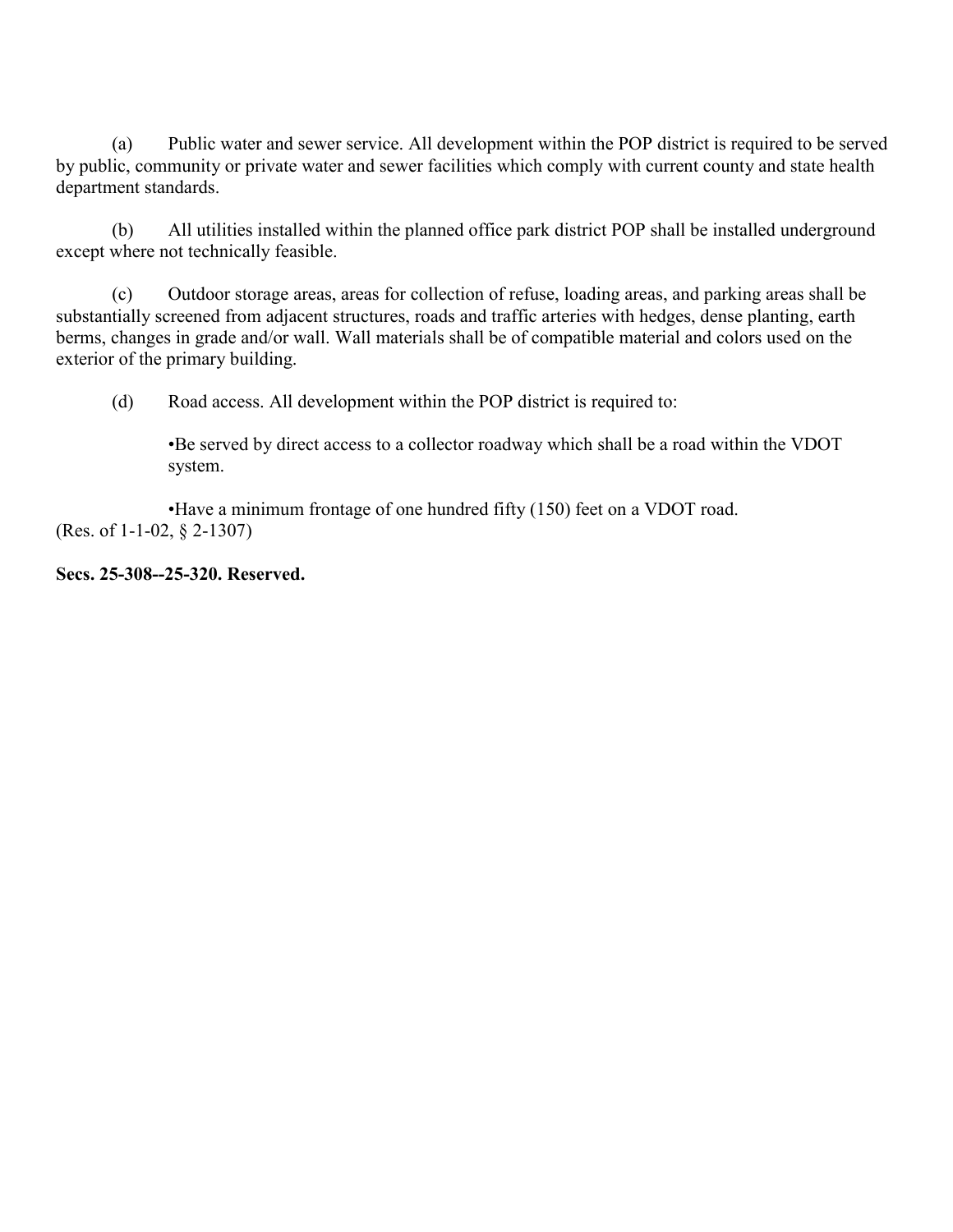(a) Public water and sewer service. All development within the POP district is required to be served by public, community or private water and sewer facilities which comply with current county and state health department standards.

(b) All utilities installed within the planned office park district POP shall be installed underground except where not technically feasible.

(c) Outdoor storage areas, areas for collection of refuse, loading areas, and parking areas shall be substantially screened from adjacent structures, roads and traffic arteries with hedges, dense planting, earth berms, changes in grade and/or wall. Wall materials shall be of compatible material and colors used on the exterior of the primary building.

(d) Road access. All development within the POP district is required to:

- Be served by direct access to a collector roadway which shall be a road within the VDOT system.
- Have a minimum frontage of one hundred fifty (150) feet on a VDOT road.

(Res. of 1-1-02, § 2-1307)

**Secs. 25-308--25-320. Reserved.**